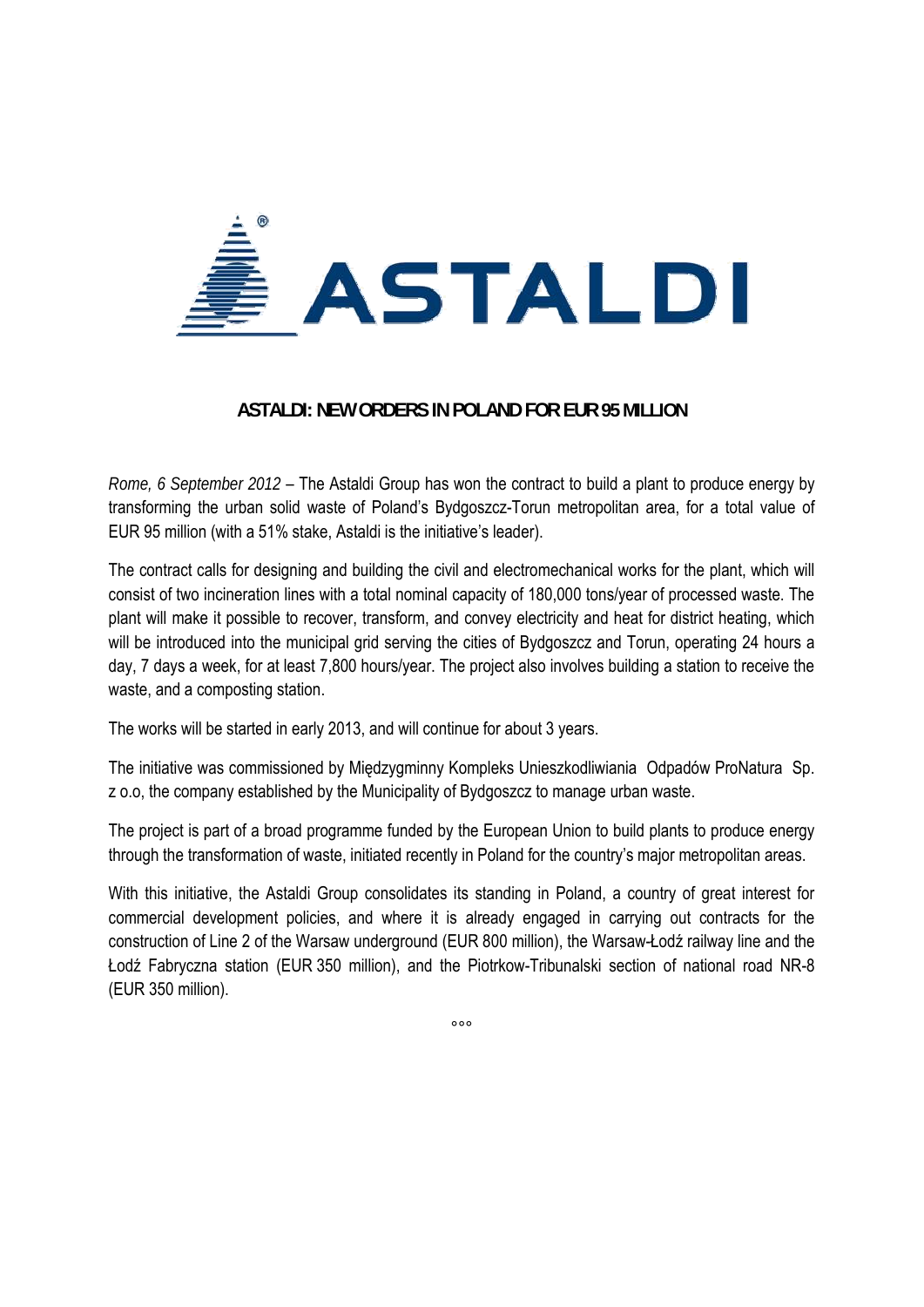# ASTALDI: NEW ORDERS IN POLAND FOR EUR 95 MILLION

*Rome, 6 September 2012* – The Astaldi Group has won the contract to build a plant to produce energy by transforming the urban solid waste of Poland's Bydgoszcz-Torun metropolitan area, for a total value of EUR 95 million (with a 51% stake, Astaldi is the initiative's leader).

The contract calls for designing and building the civil and electromechanical works for the plant, which will consist of two incineration lines with a total nominal capacity of 180,000 tons/year of processed waste. The plant will make it possible to recover, transform, and convey electricity and heat for district heating, which will be introduced into the municipal grid serving the cities of Bydgoszcz and Torun, operating 24 hours a day, 7 days a week, for at least 7,800 hours/year. The project also involves building a station to receive the waste, and a composting station.

The works will be started in early 2013, and will continue for about 3 years.

The initiative was commissioned by Międzygminny Kompleks Unieszkodliwiania Odpadów ProNatura Sp. z o.o, the company established by the Municipality of Bydgoszcz to manage urban waste.

The project is part of a broad programme funded by the European Union to build plants to produce energy through the transformation of waste, initiated recently in Poland for the country's major metropolitan areas.

With this initiative, the Astaldi Group consolidates its standing in Poland, a country of great interest for commercial development policies, and where it is already engaged in carrying out contracts for the construction of Line 2 of the Warsaw underground (EUR 800 million), the Warsaw-Łodź railway line and the Łodź Fabryczna station (EUR 350 million), and the Piotrkow-Tribunalski section of national road NR-8 (EUR 350 million).

°°°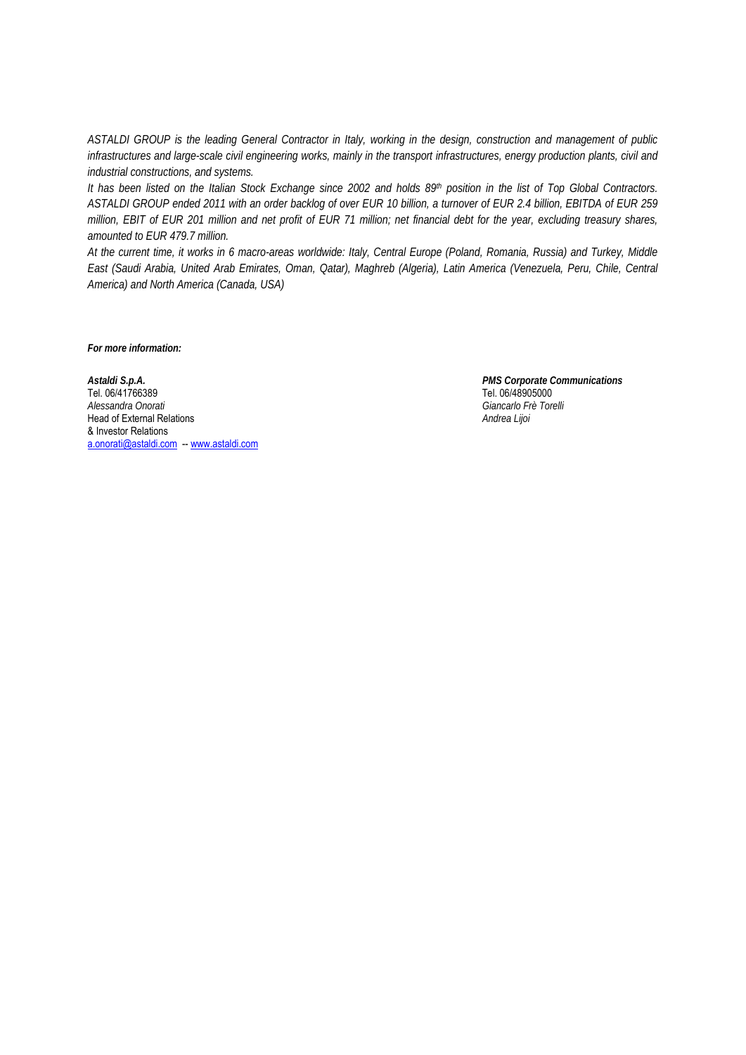*ASTALDI GROUP is the leading General Contractor in Italy, working in the design, construction and management of public infrastructures and large-scale civil engineering works, mainly in the transport infrastructures, energy production plants, civil and industrial constructions, and systems.*

*It has been listed on the Italian Stock Exchange since 2002 and holds 89th position in the list of Top Global Contractors. ASTALDI GROUP ended 2011 with an order backlog of over EUR 10 billion, a turnover of EUR 2.4 billion, EBITDA of EUR 259 million, EBIT of EUR 201 million and net profit of EUR 71 million; net financial debt for the year, excluding treasury shares, amounted to EUR 479.7 million.*

*At the current time, it works in 6 macro-areas worldwide: Italy, Central Europe (Poland, Romania, Russia) and Turkey, Middle East (Saudi Arabia, United Arab Emirates, Oman, Qatar), Maghreb (Algeria), Latin America (Venezuela, Peru, Chile, Central America) and North America (Canada, USA)*

***For more information:***

***Astaldi S.p.A.***
Tel. 06/41766389
*Alessandra Onorati*
Head of External Relations
& Investor Relations
a.onorati@astaldi.com -- www.astaldi.com

***PMS Corporate Communications***
Tel. 06/48905000
*Giancarlo Frè Torelli*
*Andrea Lijoi*